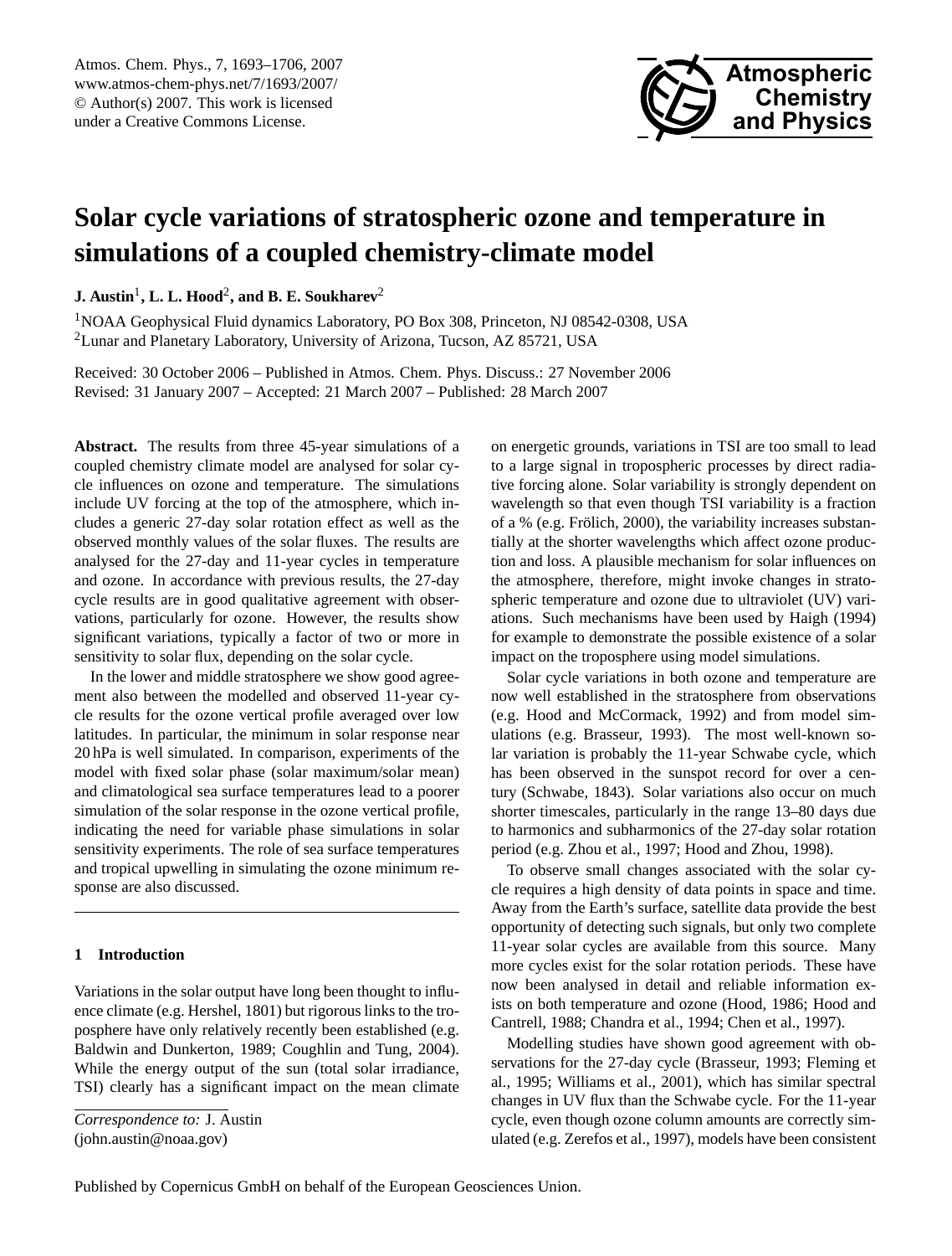# Solar cycle variations of stratospheric ozone and temperature in simulations of a coupled chemistry-climate model

**J. Austin**[1], **L. L. Hood**[2], **and B. E. Soukharev**[2]

[1]NOAA Geophysical Fluid dynamics Laboratory, PO Box 308, Princeton, NJ 08542-0308, USA

[2]Lunar and Planetary Laboratory, University of Arizona, Tucson, AZ 85721, USA

Received: 30 October 2006 – Published in Atmos. Chem. Phys. Discuss.: 27 November 2006
Revised: 31 January 2007 – Accepted: 21 March 2007 – Published: 28 March 2007

**Abstract.** The results from three 45-year simulations of a coupled chemistry climate model are analysed for solar cycle influences on ozone and temperature. The simulations include UV forcing at the top of the atmosphere, which includes a generic 27-day solar rotation effect as well as the observed monthly values of the solar fluxes. The results are analysed for the 27-day and 11-year cycles in temperature and ozone. In accordance with previous results, the 27-day cycle results are in good qualitative agreement with observations, particularly for ozone. However, the results show significant variations, typically a factor of two or more in sensitivity to solar flux, depending on the solar cycle.

In the lower and middle stratosphere we show good agreement also between the modelled and observed 11-year cycle results for the ozone vertical profile averaged over low latitudes. In particular, the minimum in solar response near 20 hPa is well simulated. In comparison, experiments of the model with fixed solar phase (solar maximum/solar mean) and climatological sea surface temperatures lead to a poorer simulation of the solar response in the ozone vertical profile, indicating the need for variable phase simulations in solar sensitivity experiments. The role of sea surface temperatures and tropical upwelling in simulating the ozone minimum response are also discussed.

## 1 Introduction

Variations in the solar output have long been thought to influence climate (e.g. Hershel, 1801) but rigorous links to the troposphere have only relatively recently been established (e.g. Baldwin and Dunkerton, 1989; Coughlin and Tung, 2004). While the energy output of the sun (total solar irradiance, TSI) clearly has a significant impact on the mean climate on energetic grounds, variations in TSI are too small to lead to a large signal in tropospheric processes by direct radiative forcing alone. Solar variability is strongly dependent on wavelength so that even though TSI variability is a fraction of a % (e.g. Frölich, 2000), the variability increases substantially at the shorter wavelengths which affect ozone production and loss. A plausible mechanism for solar influences on the atmosphere, therefore, might invoke changes in stratospheric temperature and ozone due to ultraviolet (UV) variations. Such mechanisms have been used by Haigh (1994) for example to demonstrate the possible existence of a solar impact on the troposphere using model simulations.

Solar cycle variations in both ozone and temperature are now well established in the stratosphere from observations (e.g. Hood and McCormack, 1992) and from model simulations (e.g. Brasseur, 1993). The most well-known solar variation is probably the 11-year Schwabe cycle, which has been observed in the sunspot record for over a century (Schwabe, 1843). Solar variations also occur on much shorter timescales, particularly in the range 13–80 days due to harmonics and subharmonics of the 27-day solar rotation period (e.g. Zhou et al., 1997; Hood and Zhou, 1998).

To observe small changes associated with the solar cycle requires a high density of data points in space and time. Away from the Earth's surface, satellite data provide the best opportunity of detecting such signals, but only two complete 11-year solar cycles are available from this source. Many more cycles exist for the solar rotation periods. These have now been analysed in detail and reliable information exists on both temperature and ozone (Hood, 1986; Hood and Cantrell, 1988; Chandra et al., 1994; Chen et al., 1997).

Modelling studies have shown good agreement with observations for the 27-day cycle (Brasseur, 1993; Fleming et al., 1995; Williams et al., 2001), which has similar spectral changes in UV flux than the Schwabe cycle. For the 11-year cycle, even though ozone column amounts are correctly simulated (e.g. Zerefos et al., 1997), models have been consistent

*Correspondence to:* J. Austin
(john.austin@noaa.gov)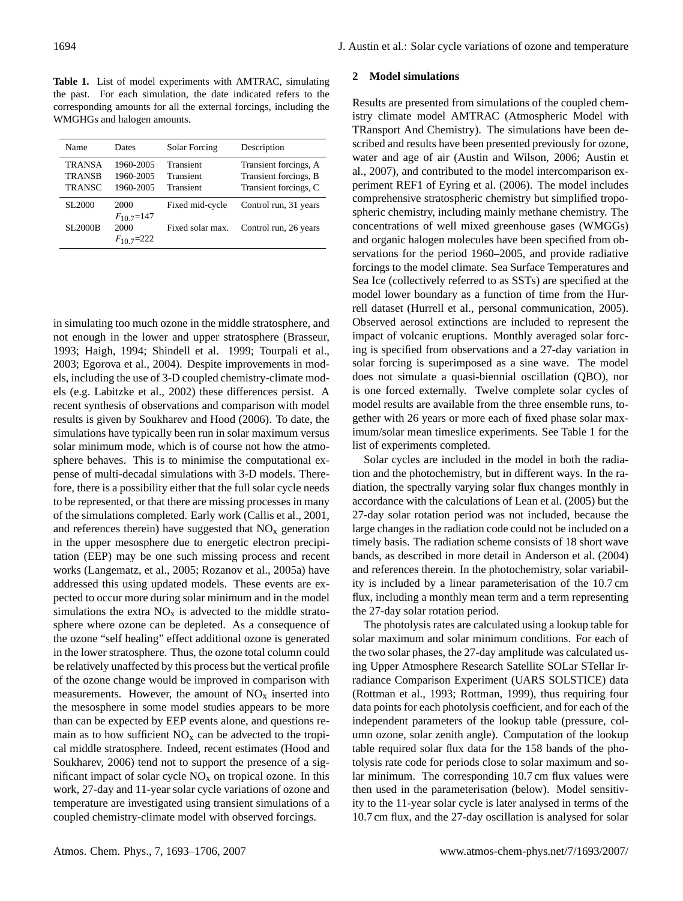**Table 1.** List of model experiments with AMTRAC, simulating the past. For each simulation, the date indicated refers to the corresponding amounts for all the external forcings, including the WMGHGs and halogen amounts.

| Name | Dates | Solar Forcing | Description |
|---|---|---|---|
| TRANSA | 1960-2005 | Transient | Transient forcings, A |
| TRANSB | 1960-2005 | Transient | Transient forcings, B |
| TRANSC | 1960-2005 | Transient | Transient forcings, C |
| SL2000 | 2000 $F_{10.7}$=147 | Fixed mid-cycle | Control run, 31 years |
| SL2000B | 2000 $F_{10.7}$=222 | Fixed solar max. | Control run, 26 years |

in simulating too much ozone in the middle stratosphere, and not enough in the lower and upper stratosphere (Brasseur, 1993; Haigh, 1994; Shindell et al. 1999; Tourpali et al., 2003; Egorova et al., 2004). Despite improvements in models, including the use of 3-D coupled chemistry-climate models (e.g. Labitzke et al., 2002) these differences persist. A recent synthesis of observations and comparison with model results is given by Soukharev and Hood (2006). To date, the simulations have typically been run in solar maximum versus solar minimum mode, which is of course not how the atmosphere behaves. This is to minimise the computational expense of multi-decadal simulations with 3-D models. Therefore, there is a possibility either that the full solar cycle needs to be represented, or that there are missing processes in many of the simulations completed. Early work (Callis et al., 2001, and references therein) have suggested that $NO_x$ generation in the upper mesosphere due to energetic electron precipitation (EEP) may be one such missing process and recent works (Langematz, et al., 2005; Rozanov et al., 2005a) have addressed this using updated models. These events are expected to occur more during solar minimum and in the model simulations the extra $NO_x$ is advected to the middle stratosphere where ozone can be depleted. As a consequence of the ozone "self healing" effect additional ozone is generated in the lower stratosphere. Thus, the ozone total column could be relatively unaffected by this process but the vertical profile of the ozone change would be improved in comparison with measurements. However, the amount of $NO_x$ inserted into the mesosphere in some model studies appears to be more than can be expected by EEP events alone, and questions remain as to how sufficient $NO_x$ can be advected to the tropical middle stratosphere. Indeed, recent estimates (Hood and Soukharev, 2006) tend not to support the presence of a significant impact of solar cycle $NO_x$ on tropical ozone. In this work, 27-day and 11-year solar cycle variations of ozone and temperature are investigated using transient simulations of a coupled chemistry-climate model with observed forcings.

## 2 Model simulations

Results are presented from simulations of the coupled chemistry climate model AMTRAC (Atmospheric Model with TRansport And Chemistry). The simulations have been described and results have been presented previously for ozone, water and age of air (Austin and Wilson, 2006; Austin et al., 2007), and contributed to the model intercomparison experiment REF1 of Eyring et al. (2006). The model includes comprehensive stratospheric chemistry but simplified tropospheric chemistry, including mainly methane chemistry. The concentrations of well mixed greenhouse gases (WMGGs) and organic halogen molecules have been specified from observations for the period 1960–2005, and provide radiative forcings to the model climate. Sea Surface Temperatures and Sea Ice (collectively referred to as SSTs) are specified at the model lower boundary as a function of time from the Hurrell dataset (Hurrell et al., personal communication, 2005). Observed aerosol extinctions are included to represent the impact of volcanic eruptions. Monthly averaged solar forcing is specified from observations and a 27-day variation in solar forcing is superimposed as a sine wave. The model does not simulate a quasi-biennial oscillation (QBO), nor is one forced externally. Twelve complete solar cycles of model results are available from the three ensemble runs, together with 26 years or more each of fixed phase solar maximum/solar mean timeslice experiments. See Table 1 for the list of experiments completed.

Solar cycles are included in the model in both the radiation and the photochemistry, but in different ways. In the radiation, the spectrally varying solar flux changes monthly in accordance with the calculations of Lean et al. (2005) but the 27-day solar rotation period was not included, because the large changes in the radiation code could not be included on a timely basis. The radiation scheme consists of 18 short wave bands, as described in more detail in Anderson et al. (2004) and references therein. In the photochemistry, solar variability is included by a linear parameterisation of the 10.7 cm flux, including a monthly mean term and a term representing the 27-day solar rotation period.

The photolysis rates are calculated using a lookup table for solar maximum and solar minimum conditions. For each of the two solar phases, the 27-day amplitude was calculated using Upper Atmosphere Research Satellite SOLar STellar Irradiance Comparison Experiment (UARS SOLSTICE) data (Rottman et al., 1993; Rottman, 1999), thus requiring four data points for each photolysis coefficient, and for each of the independent parameters of the lookup table (pressure, column ozone, solar zenith angle). Computation of the lookup table required solar flux data for the 158 bands of the photolysis rate code for periods close to solar maximum and solar minimum. The corresponding 10.7 cm flux values were then used in the parameterisation (below). Model sensitivity to the 11-year solar cycle is later analysed in terms of the 10.7 cm flux, and the 27-day oscillation is analysed for solar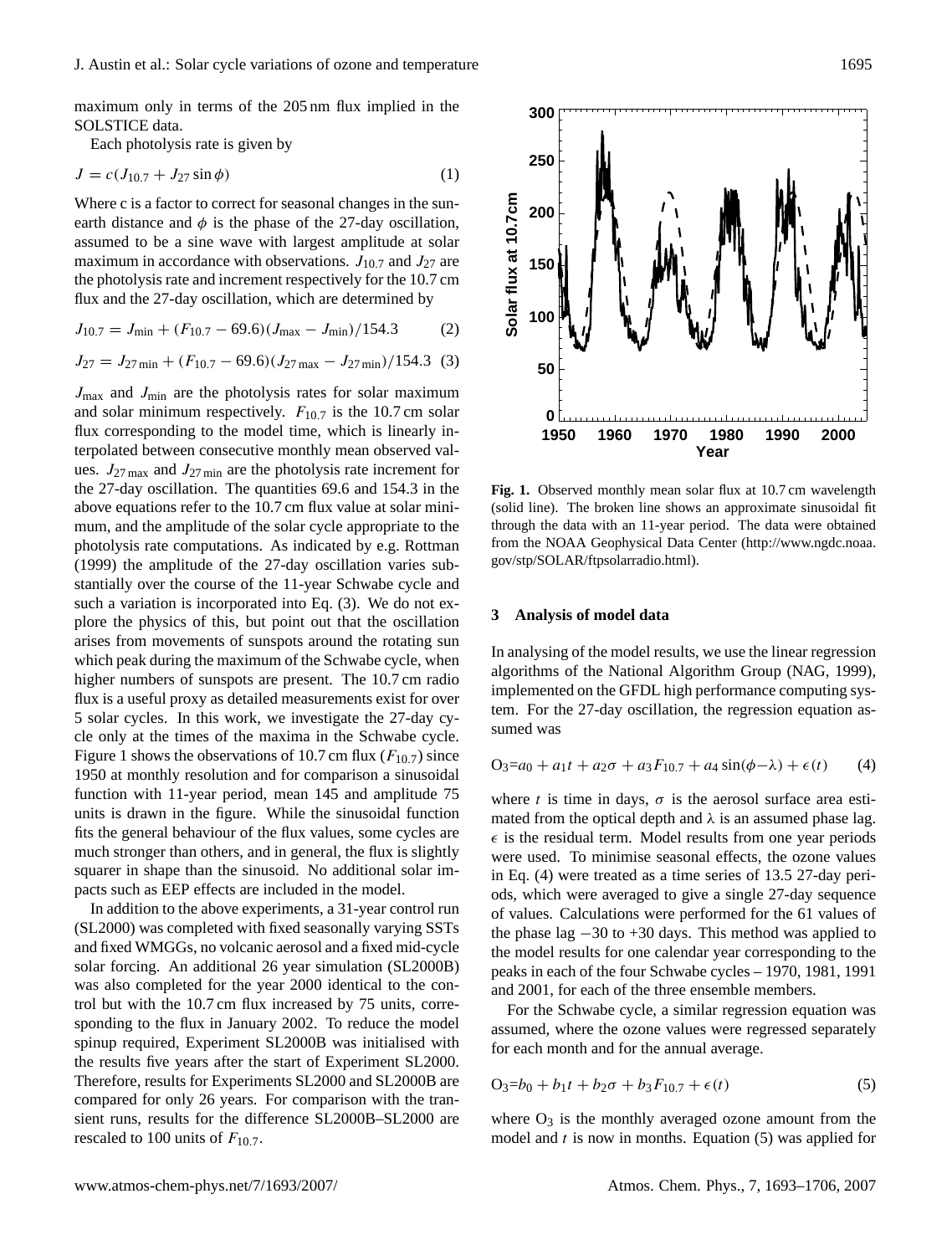maximum only in terms of the 205 nm flux implied in the SOLSTICE data.

Each photolysis rate is given by

$$J = c(J_{10.7} + J_{27} \sin \phi) \tag{1}$$

Where c is a factor to correct for seasonal changes in the sun-earth distance and $\phi$ is the phase of the 27-day oscillation, assumed to be a sine wave with largest amplitude at solar maximum in accordance with observations. $J_{10.7}$ and $J_{27}$ are the photolysis rate and increment respectively for the 10.7 cm flux and the 27-day oscillation, which are determined by

$$J_{10.7} = J_{\min} + (F_{10.7} - 69.6)(J_{\max} - J_{\min})/154.3 \tag{2}$$

$$J_{27} = J_{27\min} + (F_{10.7} - 69.6)(J_{27\max} - J_{27\min})/154.3 \tag{3}$$

$J_{\max}$ and $J_{\min}$ are the photolysis rates for solar maximum and solar minimum respectively. $F_{10.7}$ is the 10.7 cm solar flux corresponding to the model time, which is linearly interpolated between consecutive monthly mean observed values. $J_{27\max}$ and $J_{27\min}$ are the photolysis rate increment for the 27-day oscillation. The quantities 69.6 and 154.3 in the above equations refer to the 10.7 cm flux value at solar minimum, and the amplitude of the solar cycle appropriate to the photolysis rate computations. As indicated by e.g. Rottman (1999) the amplitude of the 27-day oscillation varies substantially over the course of the 11-year Schwabe cycle and such a variation is incorporated into Eq. (3). We do not explore the physics of this, but point out that the oscillation arises from movements of sunspots around the rotating sun which peak during the maximum of the Schwabe cycle, when higher numbers of sunspots are present. The 10.7 cm radio flux is a useful proxy as detailed measurements exist for over 5 solar cycles. In this work, we investigate the 27-day cycle only at the times of the maxima in the Schwabe cycle. Figure 1 shows the observations of 10.7 cm flux ($F_{10.7}$) since 1950 at monthly resolution and for comparison a sinusoidal function with 11-year period, mean 145 and amplitude 75 units is drawn in the figure. While the sinusoidal function fits the general behaviour of the flux values, some cycles are much stronger than others, and in general, the flux is slightly squarer in shape than the sinusoid. No additional solar impacts such as EEP effects are included in the model.

In addition to the above experiments, a 31-year control run (SL2000) was completed with fixed seasonally varying SSTs and fixed WMGGs, no volcanic aerosol and a fixed mid-cycle solar forcing. An additional 26 year simulation (SL2000B) was also completed for the year 2000 identical to the control but with the 10.7 cm flux increased by 75 units, corresponding to the flux in January 2002. To reduce the model spinup required, Experiment SL2000B was initialised with the results five years after the start of Experiment SL2000. Therefore, results for Experiments SL2000 and SL2000B are compared for only 26 years. For comparison with the transient runs, results for the difference SL2000B–SL2000 are rescaled to 100 units of $F_{10.7}$.

**Fig. 1.** Observed monthly mean solar flux at 10.7 cm wavelength (solid line). The broken line shows an approximate sinusoidal fit through the data with an 11-year period. The data were obtained from the NOAA Geophysical Data Center (http://www.ngdc.noaa.gov/stp/SOLAR/ftpsolarradio.html).

## 3 Analysis of model data

In analysing of the model results, we use the linear regression algorithms of the National Algorithm Group (NAG, 1999), implemented on the GFDL high performance computing system. For the 27-day oscillation, the regression equation assumed was

$$O_3 = a_0 + a_1 t + a_2 \sigma + a_3 F_{10.7} + a_4 \sin(\phi - \lambda) + \epsilon(t) \tag{4}$$

where $t$ is time in days, $\sigma$ is the aerosol surface area estimated from the optical depth and $\lambda$ is an assumed phase lag. $\epsilon$ is the residual term. Model results from one year periods were used. To minimise seasonal effects, the ozone values in Eq. (4) were treated as a time series of 13.5 27-day periods, which were averaged to give a single 27-day sequence of values. Calculations were performed for the 61 values of the phase lag −30 to +30 days. This method was applied to the model results for one calendar year corresponding to the peaks in each of the four Schwabe cycles – 1970, 1981, 1991 and 2001, for each of the three ensemble members.

For the Schwabe cycle, a similar regression equation was assumed, where the ozone values were regressed separately for each month and for the annual average.

$$O_3 = b_0 + b_1 t + b_2 \sigma + b_3 F_{10.7} + \epsilon(t) \tag{5}$$

where $O_3$ is the monthly averaged ozone amount from the model and $t$ is now in months. Equation (5) was applied for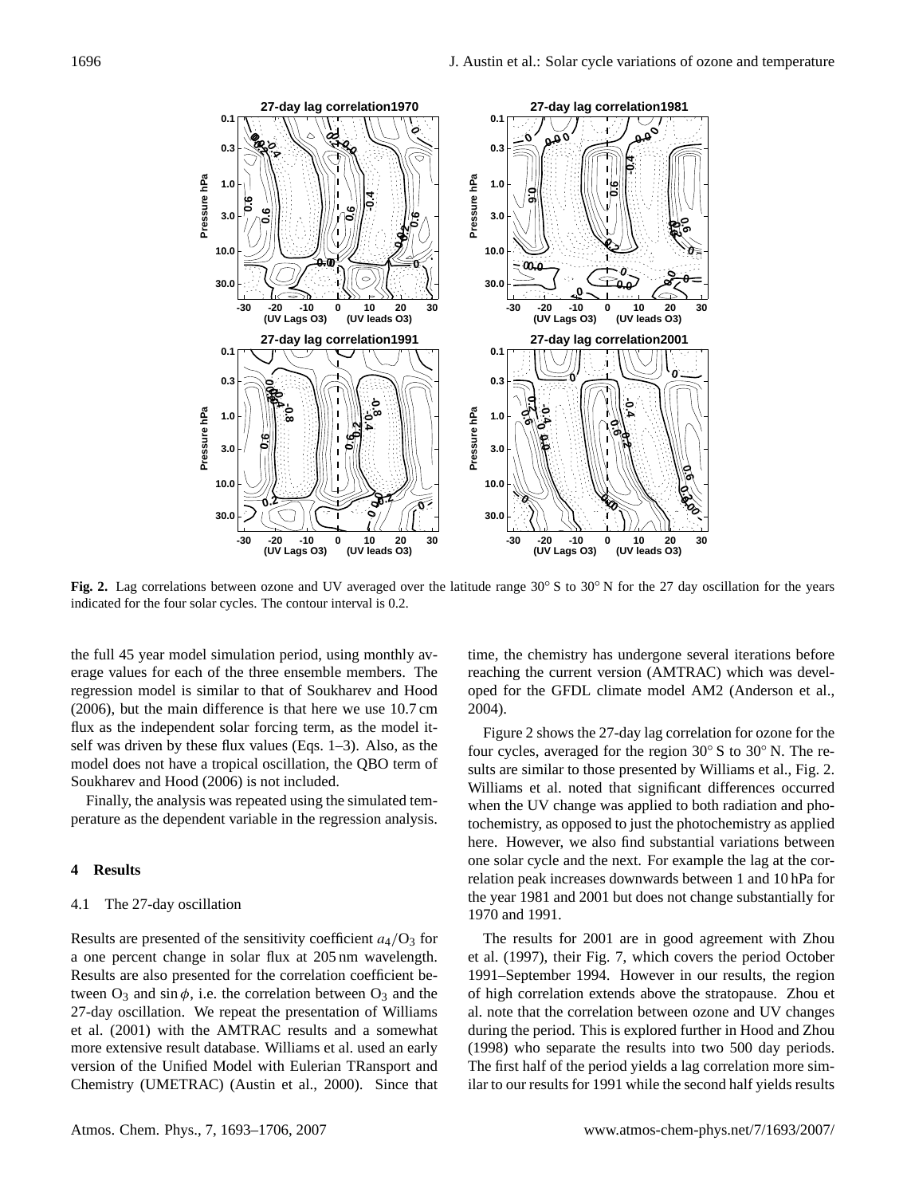**Fig. 2.** Lag correlations between ozone and UV averaged over the latitude range 30° S to 30° N for the 27 day oscillation for the years indicated for the four solar cycles. The contour interval is 0.2.

the full 45 year model simulation period, using monthly average values for each of the three ensemble members. The regression model is similar to that of Soukharev and Hood (2006), but the main difference is that here we use 10.7 cm flux as the independent solar forcing term, as the model itself was driven by these flux values (Eqs. 1–3). Also, as the model does not have a tropical oscillation, the QBO term of Soukharev and Hood (2006) is not included.

Finally, the analysis was repeated using the simulated temperature as the dependent variable in the regression analysis.

## 4 Results

### 4.1 The 27-day oscillation

Results are presented of the sensitivity coefficient $a_4/O_3$ for a one percent change in solar flux at 205 nm wavelength. Results are also presented for the correlation coefficient between $O_3$ and $\sin\phi$, i.e. the correlation between $O_3$ and the 27-day oscillation. We repeat the presentation of Williams et al. (2001) with the AMTRAC results and a somewhat more extensive result database. Williams et al. used an early version of the Unified Model with Eulerian TRansport and Chemistry (UMETRAC) (Austin et al., 2000). Since that time, the chemistry has undergone several iterations before reaching the current version (AMTRAC) which was developed for the GFDL climate model AM2 (Anderson et al., 2004).

Figure 2 shows the 27-day lag correlation for ozone for the four cycles, averaged for the region 30° S to 30° N. The results are similar to those presented by Williams et al., Fig. 2. Williams et al. noted that significant differences occurred when the UV change was applied to both radiation and photochemistry, as opposed to just the photochemistry as applied here. However, we also find substantial variations between one solar cycle and the next. For example the lag at the correlation peak increases downwards between 1 and 10 hPa for the year 1981 and 2001 but does not change substantially for 1970 and 1991.

The results for 2001 are in good agreement with Zhou et al. (1997), their Fig. 7, which covers the period October 1991–September 1994. However in our results, the region of high correlation extends above the stratopause. Zhou et al. note that the correlation between ozone and UV changes during the period. This is explored further in Hood and Zhou (1998) who separate the results into two 500 day periods. The first half of the period yields a lag correlation more similar to our results for 1991 while the second half yields results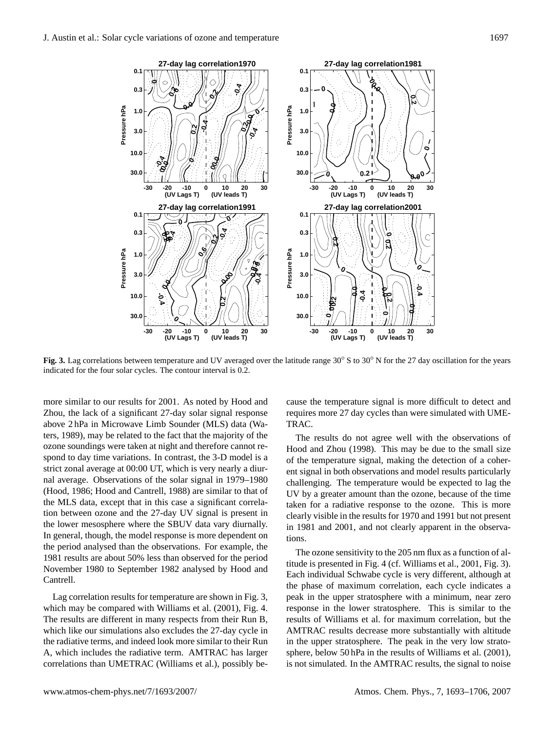**Fig. 3.** Lag correlations between temperature and UV averaged over the latitude range 30° S to 30° N for the 27 day oscillation for the years indicated for the four solar cycles. The contour interval is 0.2.

more similar to our results for 2001. As noted by Hood and Zhou, the lack of a significant 27-day solar signal response above 2 hPa in Microwave Limb Sounder (MLS) data (Waters, 1989), may be related to the fact that the majority of the ozone soundings were taken at night and therefore cannot respond to day time variations. In contrast, the 3-D model is a strict zonal average at 00:00 UT, which is very nearly a diurnal average. Observations of the solar signal in 1979–1980 (Hood, 1986; Hood and Cantrell, 1988) are similar to that of the MLS data, except that in this case a significant correlation between ozone and the 27-day UV signal is present in the lower mesosphere where the SBUV data vary diurnally. In general, though, the model response is more dependent on the period analysed than the observations. For example, the 1981 results are about 50% less than observed for the period November 1980 to September 1982 analysed by Hood and Cantrell.

Lag correlation results for temperature are shown in Fig. 3, which may be compared with Williams et al. (2001), Fig. 4. The results are different in many respects from their Run B, which like our simulations also excludes the 27-day cycle in the radiative terms, and indeed look more similar to their Run A, which includes the radiative term. AMTRAC has larger correlations than UMETRAC (Williams et al.), possibly because the temperature signal is more difficult to detect and requires more 27 day cycles than were simulated with UMETRAC.

The results do not agree well with the observations of Hood and Zhou (1998). This may be due to the small size of the temperature signal, making the detection of a coherent signal in both observations and model results particularly challenging. The temperature would be expected to lag the UV by a greater amount than the ozone, because of the time taken for a radiative response to the ozone. This is more clearly visible in the results for 1970 and 1991 but not present in 1981 and 2001, and not clearly apparent in the observations.

The ozone sensitivity to the 205 nm flux as a function of altitude is presented in Fig. 4 (cf. Williams et al., 2001, Fig. 3). Each individual Schwabe cycle is very different, although at the phase of maximum correlation, each cycle indicates a peak in the upper stratosphere with a minimum, near zero response in the lower stratosphere. This is similar to the results of Williams et al. for maximum correlation, but the AMTRAC results decrease more substantially with altitude in the upper stratosphere. The peak in the very low stratosphere, below 50 hPa in the results of Williams et al. (2001), is not simulated. In the AMTRAC results, the signal to noise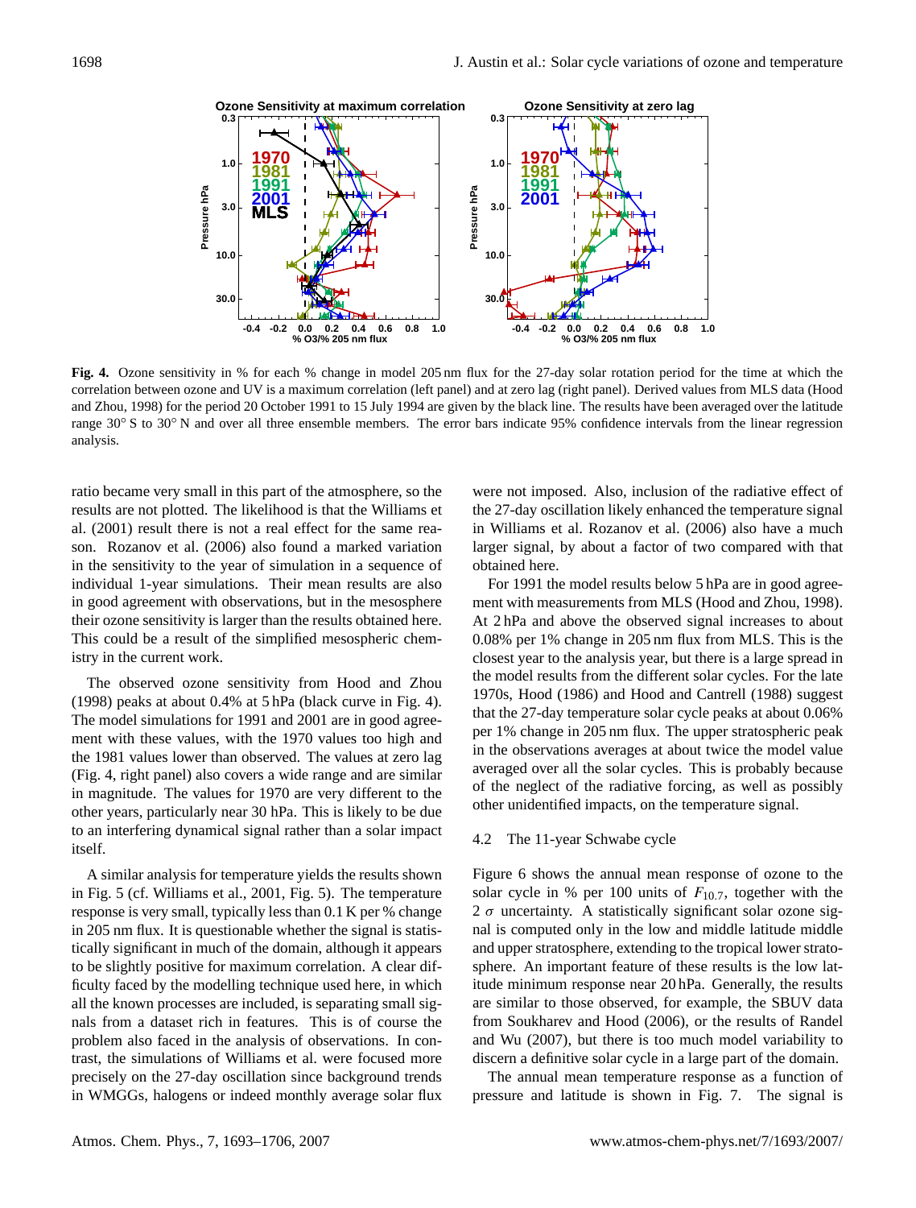**Fig. 4.** Ozone sensitivity in % for each % change in model 205 nm flux for the 27-day solar rotation period for the time at which the correlation between ozone and UV is a maximum correlation (left panel) and at zero lag (right panel). Derived values from MLS data (Hood and Zhou, 1998) for the period 20 October 1991 to 15 July 1994 are given by the black line. The results have been averaged over the latitude range 30° S to 30° N and over all three ensemble members. The error bars indicate 95% confidence intervals from the linear regression analysis.

ratio became very small in this part of the atmosphere, so the results are not plotted. The likelihood is that the Williams et al. (2001) result there is not a real effect for the same reason. Rozanov et al. (2006) also found a marked variation in the sensitivity to the year of simulation in a sequence of individual 1-year simulations. Their mean results are also in good agreement with observations, but in the mesosphere their ozone sensitivity is larger than the results obtained here. This could be a result of the simplified mesospheric chemistry in the current work.

The observed ozone sensitivity from Hood and Zhou (1998) peaks at about 0.4% at 5 hPa (black curve in Fig. 4). The model simulations for 1991 and 2001 are in good agreement with these values, with the 1970 values too high and the 1981 values lower than observed. The values at zero lag (Fig. 4, right panel) also covers a wide range and are similar in magnitude. The values for 1970 are very different to the other years, particularly near 30 hPa. This is likely to be due to an interfering dynamical signal rather than a solar impact itself.

A similar analysis for temperature yields the results shown in Fig. 5 (cf. Williams et al., 2001, Fig. 5). The temperature response is very small, typically less than 0.1 K per % change in 205 nm flux. It is questionable whether the signal is statistically significant in much of the domain, although it appears to be slightly positive for maximum correlation. A clear difficulty faced by the modelling technique used here, in which all the known processes are included, is separating small signals from a dataset rich in features. This is of course the problem also faced in the analysis of observations. In contrast, the simulations of Williams et al. were focused more precisely on the 27-day oscillation since background trends in WMGGs, halogens or indeed monthly average solar flux were not imposed. Also, inclusion of the radiative effect of the 27-day oscillation likely enhanced the temperature signal in Williams et al. Rozanov et al. (2006) also have a much larger signal, by about a factor of two compared with that obtained here.

For 1991 the model results below 5 hPa are in good agreement with measurements from MLS (Hood and Zhou, 1998). At 2 hPa and above the observed signal increases to about 0.08% per 1% change in 205 nm flux from MLS. This is the closest year to the analysis year, but there is a large spread in the model results from the different solar cycles. For the late 1970s, Hood (1986) and Hood and Cantrell (1988) suggest that the 27-day temperature solar cycle peaks at about 0.06% per 1% change in 205 nm flux. The upper stratospheric peak in the observations averages at about twice the model value averaged over all the solar cycles. This is probably because of the neglect of the radiative forcing, as well as possibly other unidentified impacts, on the temperature signal.

### 4.2 The 11-year Schwabe cycle

Figure 6 shows the annual mean response of ozone to the solar cycle in % per 100 units of $F_{10.7}$, together with the $2\sigma$ uncertainty. A statistically significant solar ozone signal is computed only in the low and middle latitude middle and upper stratosphere, extending to the tropical lower stratosphere. An important feature of these results is the low latitude minimum response near 20 hPa. Generally, the results are similar to those observed, for example, the SBUV data from Soukharev and Hood (2006), or the results of Randel and Wu (2007), but there is too much model variability to discern a definitive solar cycle in a large part of the domain.

The annual mean temperature response as a function of pressure and latitude is shown in Fig. 7. The signal is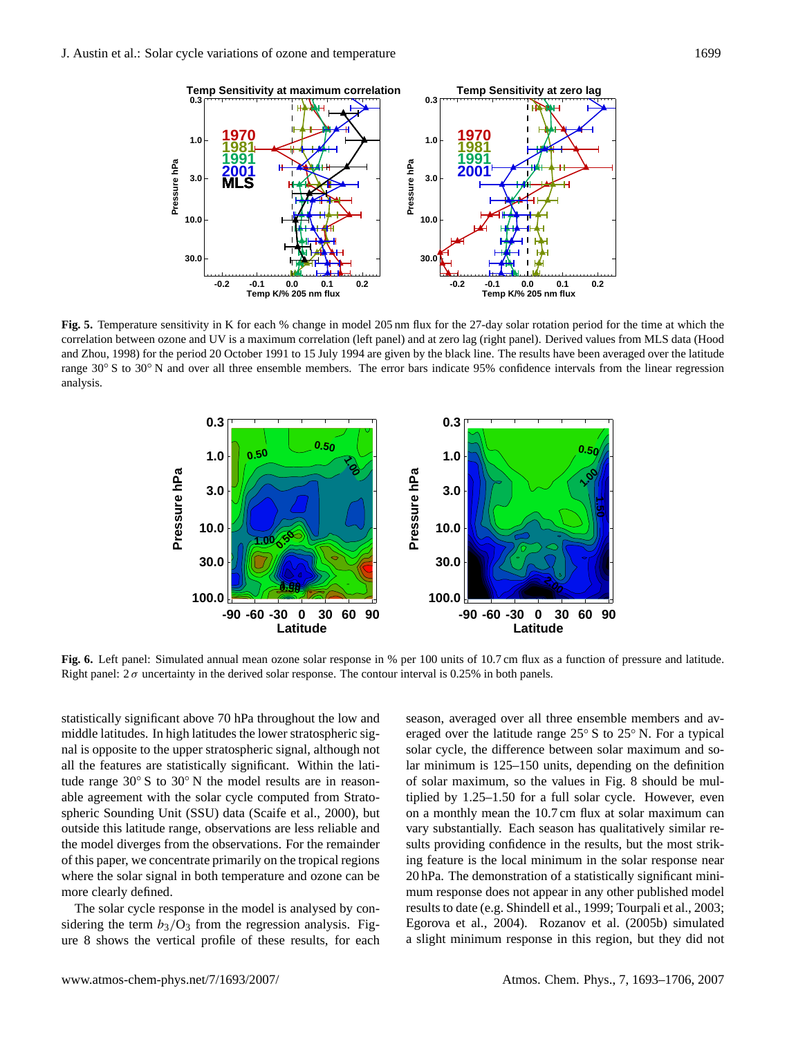**Fig. 5.** Temperature sensitivity in K for each % change in model 205 nm flux for the 27-day solar rotation period for the time at which the correlation between ozone and UV is a maximum correlation (left panel) and at zero lag (right panel). Derived values from MLS data (Hood and Zhou, 1998) for the period 20 October 1991 to 15 July 1994 are given by the black line. The results have been averaged over the latitude range 30° S to 30° N and over all three ensemble members. The error bars indicate 95% confidence intervals from the linear regression analysis.

**Fig. 6.** Left panel: Simulated annual mean ozone solar response in % per 100 units of 10.7 cm flux as a function of pressure and latitude. Right panel: $2\sigma$ uncertainty in the derived solar response. The contour interval is 0.25% in both panels.

statistically significant above 70 hPa throughout the low and middle latitudes. In high latitudes the lower stratospheric signal is opposite to the upper stratospheric signal, although not all the features are statistically significant. Within the latitude range 30° S to 30° N the model results are in reasonable agreement with the solar cycle computed from Stratospheric Sounding Unit (SSU) data (Scaife et al., 2000), but outside this latitude range, observations are less reliable and the model diverges from the observations. For the remainder of this paper, we concentrate primarily on the tropical regions where the solar signal in both temperature and ozone can be more clearly defined.

The solar cycle response in the model is analysed by considering the term $b_3/O_3$ from the regression analysis. Figure 8 shows the vertical profile of these results, for each season, averaged over all three ensemble members and averaged over the latitude range 25° S to 25° N. For a typical solar cycle, the difference between solar maximum and solar minimum is 125–150 units, depending on the definition of solar maximum, so the values in Fig. 8 should be multiplied by 1.25–1.50 for a full solar cycle. However, even on a monthly mean the 10.7 cm flux at solar maximum can vary substantially. Each season has qualitatively similar results providing confidence in the results, but the most striking feature is the local minimum in the solar response near 20 hPa. The demonstration of a statistically significant minimum response does not appear in any other published model results to date (e.g. Shindell et al., 1999; Tourpali et al., 2003; Egorova et al., 2004). Rozanov et al. (2005b) simulated a slight minimum response in this region, but they did not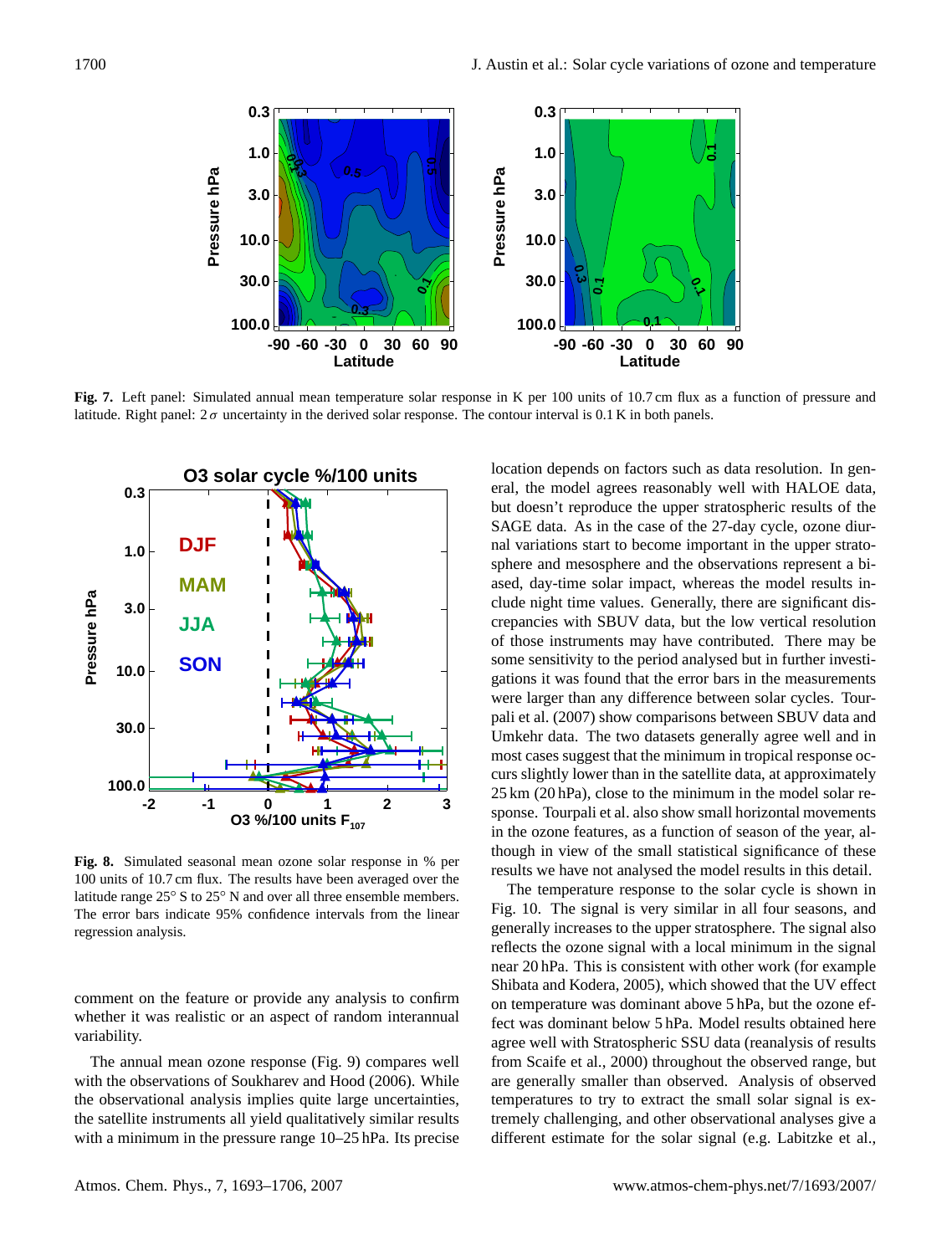**Fig. 7.** Left panel: Simulated annual mean temperature solar response in K per 100 units of 10.7 cm flux as a function of pressure and latitude. Right panel: $2\sigma$ uncertainty in the derived solar response. The contour interval is 0.1 K in both panels.

**Fig. 8.** Simulated seasonal mean ozone solar response in % per 100 units of 10.7 cm flux. The results have been averaged over the latitude range 25° S to 25° N and over all three ensemble members. The error bars indicate 95% confidence intervals from the linear regression analysis.

comment on the feature or provide any analysis to confirm whether it was realistic or an aspect of random interannual variability.

The annual mean ozone response (Fig. 9) compares well with the observations of Soukharev and Hood (2006). While the observational analysis implies quite large uncertainties, the satellite instruments all yield qualitatively similar results with a minimum in the pressure range 10–25 hPa. Its precise location depends on factors such as data resolution. In general, the model agrees reasonably well with HALOE data, but doesn't reproduce the upper stratospheric results of the SAGE data. As in the case of the 27-day cycle, ozone diurnal variations start to become important in the upper stratosphere and mesosphere and the observations represent a biased, day-time solar impact, whereas the model results include night time values. Generally, there are significant discrepancies with SBUV data, but the low vertical resolution of those instruments may have contributed. There may be some sensitivity to the period analysed but in further investigations it was found that the error bars in the measurements were larger than any difference between solar cycles. Tourpali et al. (2007) show comparisons between SBUV data and Umkehr data. The two datasets generally agree well and in most cases suggest that the minimum in tropical response occurs slightly lower than in the satellite data, at approximately 25 km (20 hPa), close to the minimum in the model solar response. Tourpali et al. also show small horizontal movements in the ozone features, as a function of season of the year, although in view of the small statistical significance of these results we have not analysed the model results in this detail.

The temperature response to the solar cycle is shown in Fig. 10. The signal is very similar in all four seasons, and generally increases to the upper stratosphere. The signal also reflects the ozone signal with a local minimum in the signal near 20 hPa. This is consistent with other work (for example Shibata and Kodera, 2005), which showed that the UV effect on temperature was dominant above 5 hPa, but the ozone effect was dominant below 5 hPa. Model results obtained here agree well with Stratospheric SSU data (reanalysis of results from Scaife et al., 2000) throughout the observed range, but are generally smaller than observed. Analysis of observed temperatures to try to extract the small solar signal is extremely challenging, and other observational analyses give a different estimate for the solar signal (e.g. Labitzke et al.,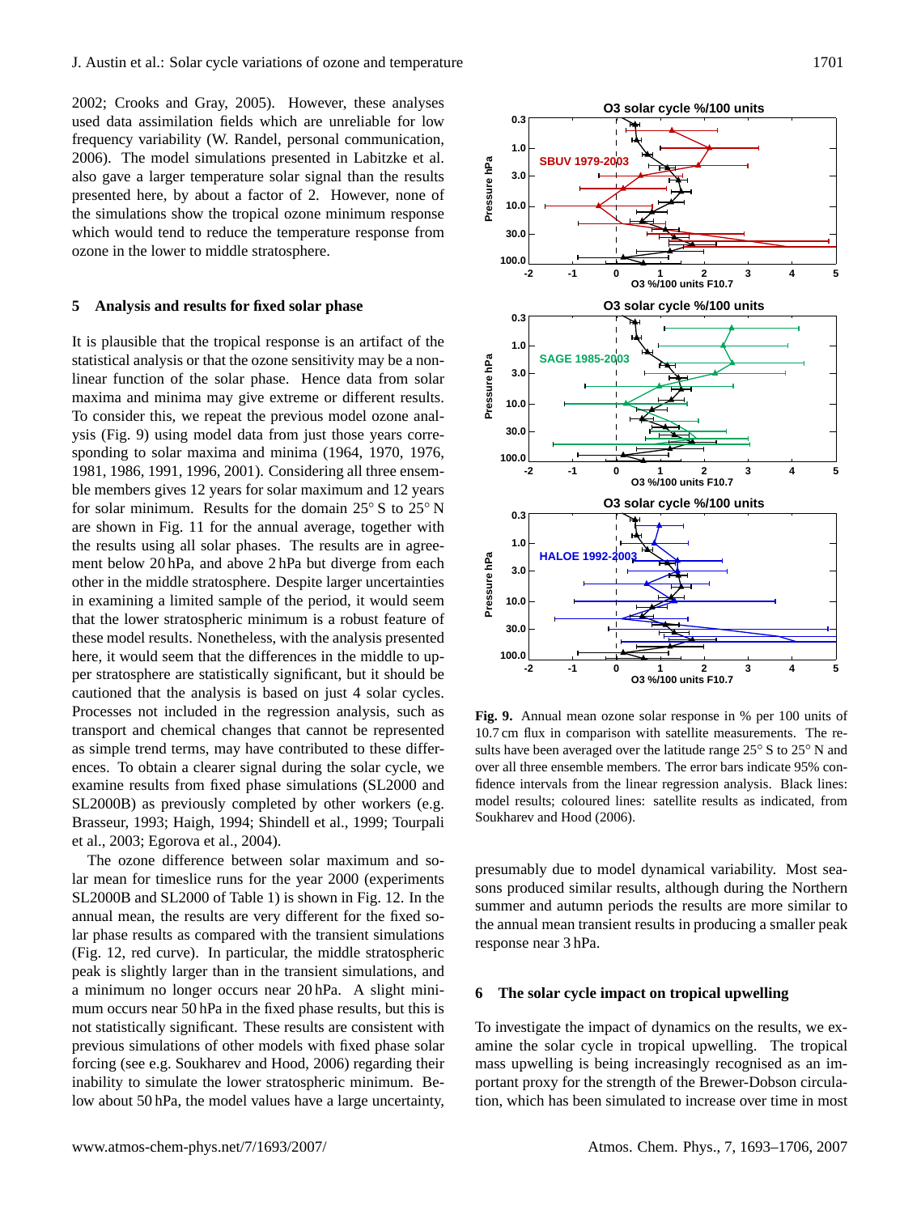2002; Crooks and Gray, 2005). However, these analyses used data assimilation fields which are unreliable for low frequency variability (W. Randel, personal communication, 2006). The model simulations presented in Labitzke et al. also gave a larger temperature solar signal than the results presented here, by about a factor of 2. However, none of the simulations show the tropical ozone minimum response which would tend to reduce the temperature response from ozone in the lower to middle stratosphere.

## 5 Analysis and results for fixed solar phase

It is plausible that the tropical response is an artifact of the statistical analysis or that the ozone sensitivity may be a non-linear function of the solar phase. Hence data from solar maxima and minima may give extreme or different results. To consider this, we repeat the previous model ozone analysis (Fig. 9) using model data from just those years corresponding to solar maxima and minima (1964, 1970, 1976, 1981, 1986, 1991, 1996, 2001). Considering all three ensemble members gives 12 years for solar maximum and 12 years for solar minimum. Results for the domain 25° S to 25° N are shown in Fig. 11 for the annual average, together with the results using all solar phases. The results are in agreement below 20 hPa, and above 2 hPa but diverge from each other in the middle stratosphere. Despite larger uncertainties in examining a limited sample of the period, it would seem that the lower stratospheric minimum is a robust feature of these model results. Nonetheless, with the analysis presented here, it would seem that the differences in the middle to upper stratosphere are statistically significant, but it should be cautioned that the analysis is based on just 4 solar cycles. Processes not included in the regression analysis, such as transport and chemical changes that cannot be represented as simple trend terms, may have contributed to these differences. To obtain a clearer signal during the solar cycle, we examine results from fixed phase simulations (SL2000 and SL2000B) as previously completed by other workers (e.g. Brasseur, 1993; Haigh, 1994; Shindell et al., 1999; Tourpali et al., 2003; Egorova et al., 2004).

The ozone difference between solar maximum and solar mean for timeslice runs for the year 2000 (experiments SL2000B and SL2000 of Table 1) is shown in Fig. 12. In the annual mean, the results are very different for the fixed solar phase results as compared with the transient simulations (Fig. 12, red curve). In particular, the middle stratospheric peak is slightly larger than in the transient simulations, and a minimum no longer occurs near 20 hPa. A slight minimum occurs near 50 hPa in the fixed phase results, but this is not statistically significant. These results are consistent with previous simulations of other models with fixed phase solar forcing (see e.g. Soukharev and Hood, 2006) regarding their inability to simulate the lower stratospheric minimum. Below about 50 hPa, the model values have a large uncertainty, presumably due to model dynamical variability. Most seasons produced similar results, although during the Northern summer and autumn periods the results are more similar to the annual mean transient results in producing a smaller peak response near 3 hPa.

**Fig. 9.** Annual mean ozone solar response in % per 100 units of 10.7 cm flux in comparison with satellite measurements. The results have been averaged over the latitude range 25° S to 25° N and over all three ensemble members. The error bars indicate 95% confidence intervals from the linear regression analysis. Black lines: model results; coloured lines: satellite results as indicated, from Soukharev and Hood (2006).

## 6 The solar cycle impact on tropical upwelling

To investigate the impact of dynamics on the results, we examine the solar cycle in tropical upwelling. The tropical mass upwelling is being increasingly recognised as an important proxy for the strength of the Brewer-Dobson circulation, which has been simulated to increase over time in most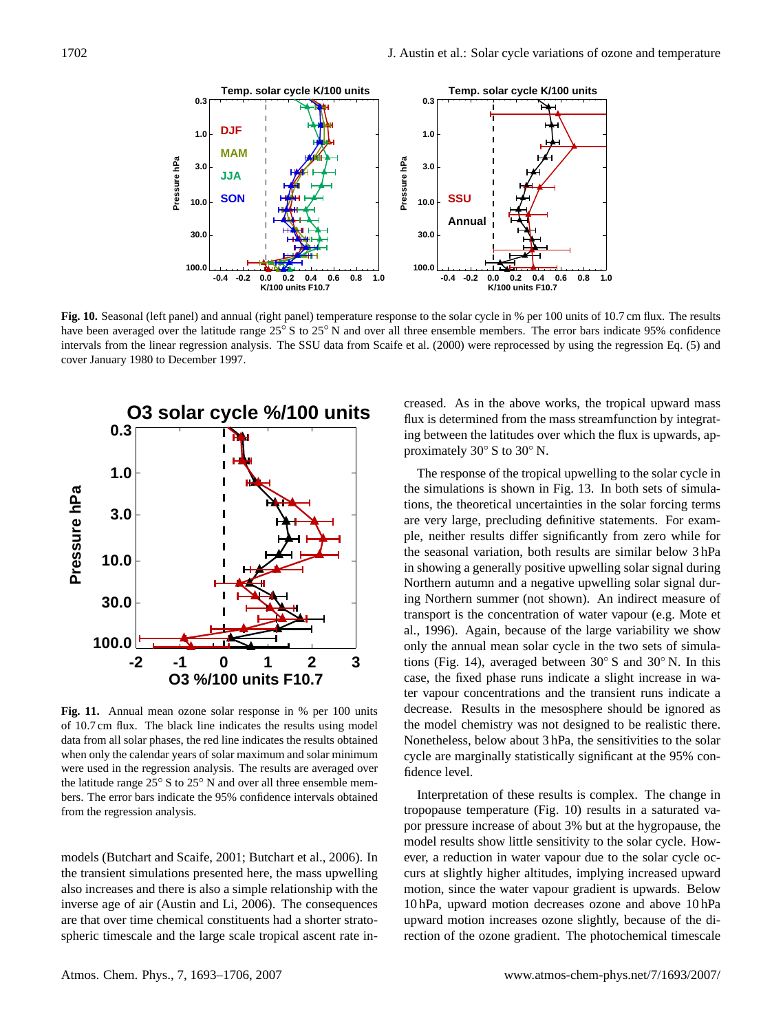**Fig. 10.** Seasonal (left panel) and annual (right panel) temperature response to the solar cycle in % per 100 units of 10.7 cm flux. The results have been averaged over the latitude range 25° S to 25° N and over all three ensemble members. The error bars indicate 95% confidence intervals from the linear regression analysis. The SSU data from Scaife et al. (2000) were reprocessed by using the regression Eq. (5) and cover January 1980 to December 1997.

**Fig. 11.** Annual mean ozone solar response in % per 100 units of 10.7 cm flux. The black line indicates the results using model data from all solar phases, the red line indicates the results obtained when only the calendar years of solar maximum and solar minimum were used in the regression analysis. The results are averaged over the latitude range 25° S to 25° N and over all three ensemble members. The error bars indicate the 95% confidence intervals obtained from the regression analysis.

models (Butchart and Scaife, 2001; Butchart et al., 2006). In the transient simulations presented here, the mass upwelling also increases and there is also a simple relationship with the inverse age of air (Austin and Li, 2006). The consequences are that over time chemical constituents had a shorter stratospheric timescale and the large scale tropical ascent rate increased. As in the above works, the tropical upward mass flux is determined from the mass streamfunction by integrating between the latitudes over which the flux is upwards, approximately 30° S to 30° N.

The response of the tropical upwelling to the solar cycle in the simulations is shown in Fig. 13. In both sets of simulations, the theoretical uncertainties in the solar forcing terms are very large, precluding definitive statements. For example, neither results differ significantly from zero while for the seasonal variation, both results are similar below 3 hPa in showing a generally positive upwelling solar signal during Northern autumn and a negative upwelling solar signal during Northern summer (not shown). An indirect measure of transport is the concentration of water vapour (e.g. Mote et al., 1996). Again, because of the large variability we show only the annual mean solar cycle in the two sets of simulations (Fig. 14), averaged between 30° S and 30° N. In this case, the fixed phase runs indicate a slight increase in water vapour concentrations and the transient runs indicate a decrease. Results in the mesosphere should be ignored as the model chemistry was not designed to be realistic there. Nonetheless, below about 3 hPa, the sensitivities to the solar cycle are marginally statistically significant at the 95% confidence level.

Interpretation of these results is complex. The change in tropopause temperature (Fig. 10) results in a saturated vapor pressure increase of about 3% but at the hygropause, the model results show little sensitivity to the solar cycle. However, a reduction in water vapour due to the solar cycle occurs at slightly higher altitudes, implying increased upward motion, since the water vapour gradient is upwards. Below 10 hPa, upward motion decreases ozone and above 10 hPa upward motion increases ozone slightly, because of the direction of the ozone gradient. The photochemical timescale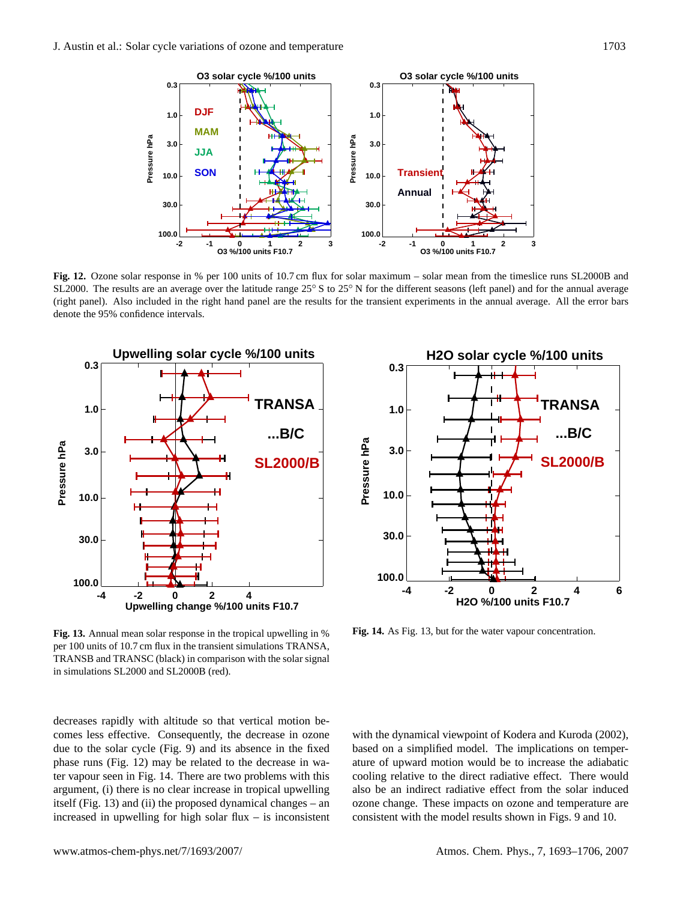**Fig. 12.** Ozone solar response in % per 100 units of 10.7 cm flux for solar maximum – solar mean from the timeslice runs SL2000B and SL2000. The results are an average over the latitude range 25° S to 25° N for the different seasons (left panel) and for the annual average (right panel). Also included in the right hand panel are the results for the transient experiments in the annual average. All the error bars denote the 95% confidence intervals.

**Fig. 13.** Annual mean solar response in the tropical upwelling in % per 100 units of 10.7 cm flux in the transient simulations TRANSA, TRANSB and TRANSC (black) in comparison with the solar signal in simulations SL2000 and SL2000B (red).

**Fig. 14.** As Fig. 13, but for the water vapour concentration.

decreases rapidly with altitude so that vertical motion becomes less effective. Consequently, the decrease in ozone due to the solar cycle (Fig. 9) and its absence in the fixed phase runs (Fig. 12) may be related to the decrease in water vapour seen in Fig. 14. There are two problems with this argument, (i) there is no clear increase in tropical upwelling itself (Fig. 13) and (ii) the proposed dynamical changes – an increased in upwelling for high solar flux – is inconsistent with the dynamical viewpoint of Kodera and Kuroda (2002), based on a simplified model. The implications on temperature of upward motion would be to increase the adiabatic cooling relative to the direct radiative effect. There would also be an indirect radiative effect from the solar induced ozone change. These impacts on ozone and temperature are consistent with the model results shown in Figs. 9 and 10.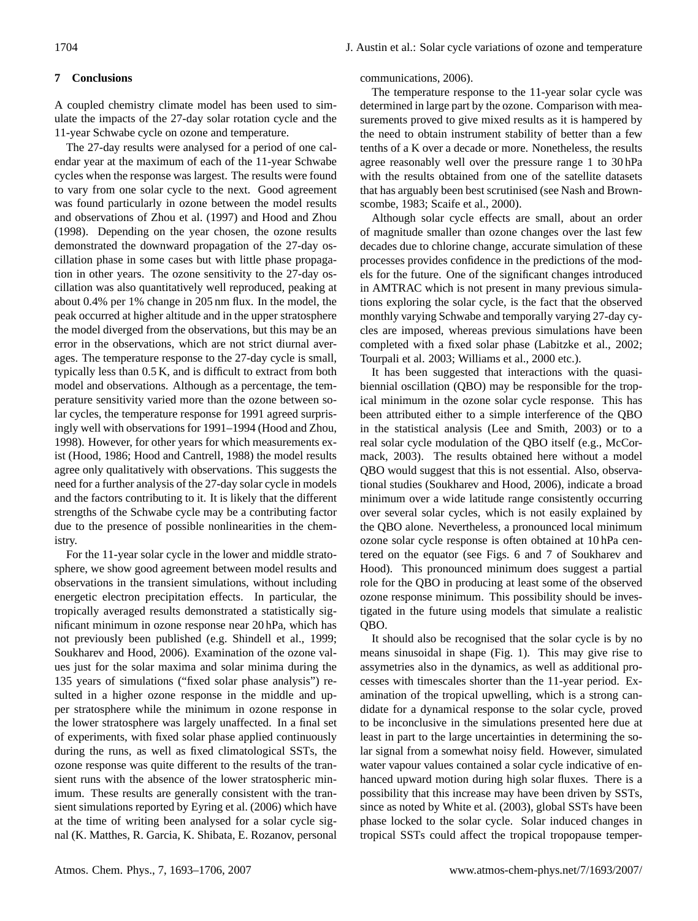## 7 Conclusions

A coupled chemistry climate model has been used to simulate the impacts of the 27-day solar rotation cycle and the 11-year Schwabe cycle on ozone and temperature.

The 27-day results were analysed for a period of one calendar year at the maximum of each of the 11-year Schwabe cycles when the response was largest. The results were found to vary from one solar cycle to the next. Good agreement was found particularly in ozone between the model results and observations of Zhou et al. (1997) and Hood and Zhou (1998). Depending on the year chosen, the ozone results demonstrated the downward propagation of the 27-day oscillation phase in some cases but with little phase propagation in other years. The ozone sensitivity to the 27-day oscillation was also quantitatively well reproduced, peaking at about 0.4% per 1% change in 205 nm flux. In the model, the peak occurred at higher altitude and in the upper stratosphere the model diverged from the observations, but this may be an error in the observations, which are not strict diurnal averages. The temperature response to the 27-day cycle is small, typically less than 0.5 K, and is difficult to extract from both model and observations. Although as a percentage, the temperature sensitivity varied more than the ozone between solar cycles, the temperature response for 1991 agreed surprisingly well with observations for 1991–1994 (Hood and Zhou, 1998). However, for other years for which measurements exist (Hood, 1986; Hood and Cantrell, 1988) the model results agree only qualitatively with observations. This suggests the need for a further analysis of the 27-day solar cycle in models and the factors contributing to it. It is likely that the different strengths of the Schwabe cycle may be a contributing factor due to the presence of possible nonlinearities in the chemistry.

For the 11-year solar cycle in the lower and middle stratosphere, we show good agreement between model results and observations in the transient simulations, without including energetic electron precipitation effects. In particular, the tropically averaged results demonstrated a statistically significant minimum in ozone response near 20 hPa, which has not previously been published (e.g. Shindell et al., 1999; Soukharev and Hood, 2006). Examination of the ozone values just for the solar maxima and solar minima during the 135 years of simulations ("fixed solar phase analysis") resulted in a higher ozone response in the middle and upper stratosphere while the minimum in ozone response in the lower stratosphere was largely unaffected. In a final set of experiments, with fixed solar phase applied continuously during the runs, as well as fixed climatological SSTs, the ozone response was quite different to the results of the transient runs with the absence of the lower stratospheric minimum. These results are generally consistent with the transient simulations reported by Eyring et al. (2006) which have at the time of writing been analysed for a solar cycle signal (K. Matthes, R. Garcia, K. Shibata, E. Rozanov, personal communications, 2006).

The temperature response to the 11-year solar cycle was determined in large part by the ozone. Comparison with measurements proved to give mixed results as it is hampered by the need to obtain instrument stability of better than a few tenths of a K over a decade or more. Nonetheless, the results agree reasonably well over the pressure range 1 to 30 hPa with the results obtained from one of the satellite datasets that has arguably been best scrutinised (see Nash and Brownscombe, 1983; Scaife et al., 2000).

Although solar cycle effects are small, about an order of magnitude smaller than ozone changes over the last few decades due to chlorine change, accurate simulation of these processes provides confidence in the predictions of the models for the future. One of the significant changes introduced in AMTRAC which is not present in many previous simulations exploring the solar cycle, is the fact that the observed monthly varying Schwabe and temporally varying 27-day cycles are imposed, whereas previous simulations have been completed with a fixed solar phase (Labitzke et al., 2002; Tourpali et al. 2003; Williams et al., 2000 etc.).

It has been suggested that interactions with the quasi-biennial oscillation (QBO) may be responsible for the tropical minimum in the ozone solar cycle response. This has been attributed either to a simple interference of the QBO in the statistical analysis (Lee and Smith, 2003) or to a real solar cycle modulation of the QBO itself (e.g., McCormack, 2003). The results obtained here without a model QBO would suggest that this is not essential. Also, observational studies (Soukharev and Hood, 2006), indicate a broad minimum over a wide latitude range consistently occurring over several solar cycles, which is not easily explained by the QBO alone. Nevertheless, a pronounced local minimum ozone solar cycle response is often obtained at 10 hPa centered on the equator (see Figs. 6 and 7 of Soukharev and Hood). This pronounced minimum does suggest a partial role for the QBO in producing at least some of the observed ozone response minimum. This possibility should be investigated in the future using models that simulate a realistic QBO.

It should also be recognised that the solar cycle is by no means sinusoidal in shape (Fig. 1). This may give rise to assymetries also in the dynamics, as well as additional processes with timescales shorter than the 11-year period. Examination of the tropical upwelling, which is a strong candidate for a dynamical response to the solar cycle, proved to be inconclusive in the simulations presented here due at least in part to the large uncertainties in determining the solar signal from a somewhat noisy field. However, simulated water vapour values contained a solar cycle indicative of enhanced upward motion during high solar fluxes. There is a possibility that this increase may have been driven by SSTs, since as noted by White et al. (2003), global SSTs have been phase locked to the solar cycle. Solar induced changes in tropical SSTs could affect the tropical tropopause temper-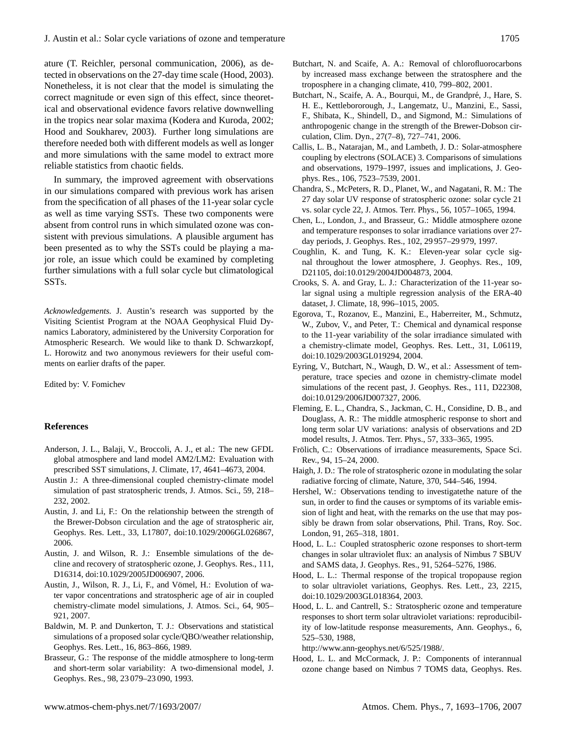ature (T. Reichler, personal communication, 2006), as detected in observations on the 27-day time scale (Hood, 2003). Nonetheless, it is not clear that the model is simulating the correct magnitude or even sign of this effect, since theoretical and observational evidence favors relative downwelling in the tropics near solar maxima (Kodera and Kuroda, 2002; Hood and Soukharev, 2003). Further long simulations are therefore needed both with different models as well as longer and more simulations with the same model to extract more reliable statistics from chaotic fields.

In summary, the improved agreement with observations in our simulations compared with previous work has arisen from the specification of all phases of the 11-year solar cycle as well as time varying SSTs. These two components were absent from control runs in which simulated ozone was consistent with previous simulations. A plausible argument has been presented as to why the SSTs could be playing a major role, an issue which could be examined by completing further simulations with a full solar cycle but climatological SSTs.

*Acknowledgements.* J. Austin's research was supported by the Visiting Scientist Program at the NOAA Geophysical Fluid Dynamics Laboratory, administered by the University Corporation for Atmospheric Research. We would like to thank D. Schwarzkopf, L. Horowitz and two anonymous reviewers for their useful comments on earlier drafts of the paper.

Edited by: V. Fomichev

## References

Anderson, J. L., Balaji, V., Broccoli, A. J., et al.: The new GFDL global atmosphere and land model AM2/LM2: Evaluation with prescribed SST simulations, J. Climate, 17, 4641–4673, 2004.

Austin J.: A three-dimensional coupled chemistry-climate model simulation of past stratospheric trends, J. Atmos. Sci., 59, 218–232, 2002.

Austin, J. and Li, F.: On the relationship between the strength of the Brewer-Dobson circulation and the age of stratospheric air, Geophys. Res. Lett., 33, L17807, doi:10.1029/2006GL026867, 2006.

Austin, J. and Wilson, R. J.: Ensemble simulations of the decline and recovery of stratospheric ozone, J. Geophys. Res., 111, D16314, doi:10.1029/2005JD006907, 2006.

Austin, J., Wilson, R. J., Li, F., and Vömel, H.: Evolution of water vapor concentrations and stratospheric age of air in coupled chemistry-climate model simulations, J. Atmos. Sci., 64, 905–921, 2007.

Baldwin, M. P. and Dunkerton, T. J.: Observations and statistical simulations of a proposed solar cycle/QBO/weather relationship, Geophys. Res. Lett., 16, 863–866, 1989.

Brasseur, G.: The response of the middle atmosphere to long-term and short-term solar variability: A two-dimensional model, J. Geophys. Res., 98, 23 079–23 090, 1993.

Butchart, N. and Scaife, A. A.: Removal of chlorofluorocarbons by increased mass exchange between the stratosphere and the troposphere in a changing climate, 410, 799–802, 2001.

Butchart, N., Scaife, A. A., Bourqui, M., de Grandpré, J., Hare, S. H. E., Kettlebororough, J., Langematz, U., Manzini, E., Sassi, F., Shibata, K., Shindell, D., and Sigmond, M.: Simulations of anthropogenic change in the strength of the Brewer-Dobson circulation, Clim. Dyn., 27(7–8), 727–741, 2006.

Callis, L. B., Natarajan, M., and Lambeth, J. D.: Solar-atmosphere coupling by electrons (SOLACE) 3. Comparisons of simulations and observations, 1979–1997, issues and implications, J. Geophys. Res., 106, 7523–7539, 2001.

Chandra, S., McPeters, R. D., Planet, W., and Nagatani, R. M.: The 27 day solar UV response of stratospheric ozone: solar cycle 21 vs. solar cycle 22, J. Atmos. Terr. Phys., 56, 1057–1065, 1994.

Chen, L., London, J., and Brasseur, G.: Middle atmosphere ozone and temperature responses to solar irradiance variations over 27-day periods, J. Geophys. Res., 102, 29 957–29 979, 1997.

Coughlin, K. and Tung, K. K.: Eleven-year solar cycle signal throughout the lower atmosphere, J. Geophys. Res., 109, D21105, doi:10.0129/2004JD004873, 2004.

Crooks, S. A. and Gray, L. J.: Characterization of the 11-year solar signal using a multiple regression analysis of the ERA-40 dataset, J. Climate, 18, 996–1015, 2005.

Egorova, T., Rozanov, E., Manzini, E., Haberreiter, M., Schmutz, W., Zubov, V., and Peter, T.: Chemical and dynamical response to the 11-year variability of the solar irradiance simulated with a chemistry-climate model, Geophys. Res. Lett., 31, L06119, doi:10.1029/2003GL019294, 2004.

Eyring, V., Butchart, N., Waugh, D. W., et al.: Assessment of temperature, trace species and ozone in chemistry-climate model simulations of the recent past, J. Geophys. Res., 111, D22308, doi:10.0129/2006JD007327, 2006.

Fleming, E. L., Chandra, S., Jackman, C. H., Considine, D. B., and Douglass, A. R.: The middle atmospheric response to short and long term solar UV variations: analysis of observations and 2D model results, J. Atmos. Terr. Phys., 57, 333–365, 1995.

Frölich, C.: Observations of irradiance measurements, Space Sci. Rev., 94, 15–24, 2000.

Haigh, J. D.: The role of stratospheric ozone in modulating the solar radiative forcing of climate, Nature, 370, 544–546, 1994.

Hershel, W.: Observations tending to investigatethe nature of the sun, in order to find the causes or symptoms of its variable emission of light and heat, with the remarks on the use that may possibly be drawn from solar observations, Phil. Trans, Roy. Soc. London, 91, 265–318, 1801.

Hood, L. L.: Coupled stratospheric ozone responses to short-term changes in solar ultraviolet flux: an analysis of Nimbus 7 SBUV and SAMS data, J. Geophys. Res., 91, 5264–5276, 1986.

Hood, L. L.: Thermal response of the tropical tropopause region to solar ultraviolet variations, Geophys. Res. Lett., 23, 2215, doi:10.1029/2003GL018364, 2003.

Hood, L. L. and Cantrell, S.: Stratospheric ozone and temperature responses to short term solar ultraviolet variations: reproducibility of low-latitude response measurements, Ann. Geophys., 6, 525–530, 1988, http://www.ann-geophys.net/6/525/1988/.

Hood, L. L. and McCormack, J. P.: Components of interannual ozone change based on Nimbus 7 TOMS data, Geophys. Res.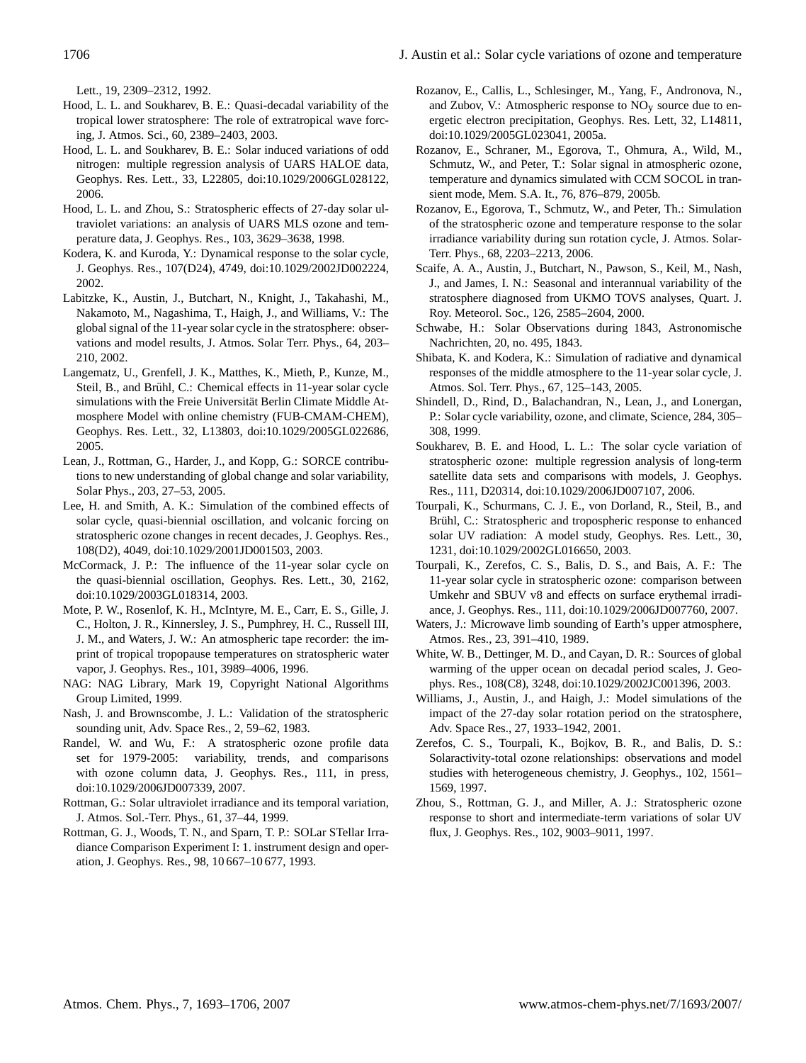Lett., 19, 2309–2312, 1992.

Hood, L. L. and Soukharev, B. E.: Quasi-decadal variability of the tropical lower stratosphere: The role of extratropical wave forcing, J. Atmos. Sci., 60, 2389–2403, 2003.

Hood, L. L. and Soukharev, B. E.: Solar induced variations of odd nitrogen: multiple regression analysis of UARS HALOE data, Geophys. Res. Lett., 33, L22805, doi:10.1029/2006GL028122, 2006.

Hood, L. L. and Zhou, S.: Stratospheric effects of 27-day solar ultraviolet variations: an analysis of UARS MLS ozone and temperature data, J. Geophys. Res., 103, 3629–3638, 1998.

Kodera, K. and Kuroda, Y.: Dynamical response to the solar cycle, J. Geophys. Res., 107(D24), 4749, doi:10.1029/2002JD002224, 2002.

Labitzke, K., Austin, J., Butchart, N., Knight, J., Takahashi, M., Nakamoto, M., Nagashima, T., Haigh, J., and Williams, V.: The global signal of the 11-year solar cycle in the stratosphere: observations and model results, J. Atmos. Solar Terr. Phys., 64, 203–210, 2002.

Langematz, U., Grenfell, J. K., Matthes, K., Mieth, P., Kunze, M., Steil, B., and Brühl, C.: Chemical effects in 11-year solar cycle simulations with the Freie Universität Berlin Climate Middle Atmosphere Model with online chemistry (FUB-CMAM-CHEM), Geophys. Res. Lett., 32, L13803, doi:10.1029/2005GL022686, 2005.

Lean, J., Rottman, G., Harder, J., and Kopp, G.: SORCE contributions to new understanding of global change and solar variability, Solar Phys., 203, 27–53, 2005.

Lee, H. and Smith, A. K.: Simulation of the combined effects of solar cycle, quasi-biennial oscillation, and volcanic forcing on stratospheric ozone changes in recent decades, J. Geophys. Res., 108(D2), 4049, doi:10.1029/2001JD001503, 2003.

McCormack, J. P.: The influence of the 11-year solar cycle on the quasi-biennial oscillation, Geophys. Res. Lett., 30, 2162, doi:10.1029/2003GL018314, 2003.

Mote, P. W., Rosenlof, K. H., McIntyre, M. E., Carr, E. S., Gille, J. C., Holton, J. R., Kinnersley, J. S., Pumphrey, H. C., Russell III, J. M., and Waters, J. W.: An atmospheric tape recorder: the imprint of tropical tropopause temperatures on stratospheric water vapor, J. Geophys. Res., 101, 3989–4006, 1996.

NAG: NAG Library, Mark 19, Copyright National Algorithms Group Limited, 1999.

Nash, J. and Brownscombe, J. L.: Validation of the stratospheric sounding unit, Adv. Space Res., 2, 59–62, 1983.

Randel, W. and Wu, F.: A stratospheric ozone profile data set for 1979-2005: variability, trends, and comparisons with ozone column data, J. Geophys. Res., 111, in press, doi:10.1029/2006JD007339, 2007.

Rottman, G.: Solar ultraviolet irradiance and its temporal variation, J. Atmos. Sol.-Terr. Phys., 61, 37–44, 1999.

Rottman, G. J., Woods, T. N., and Sparn, T. P.: SOLar STellar Irradiance Comparison Experiment I: 1. instrument design and operation, J. Geophys. Res., 98, 10 667–10 677, 1993.

Rozanov, E., Callis, L., Schlesinger, M., Yang, F., Andronova, N., and Zubov, V.: Atmospheric response to $NO_y$ source due to energetic electron precipitation, Geophys. Res. Lett, 32, L14811, doi:10.1029/2005GL023041, 2005a.

Rozanov, E., Schraner, M., Egorova, T., Ohmura, A., Wild, M., Schmutz, W., and Peter, T.: Solar signal in atmospheric ozone, temperature and dynamics simulated with CCM SOCOL in transient mode, Mem. S.A. It., 76, 876–879, 2005b.

Rozanov, E., Egorova, T., Schmutz, W., and Peter, Th.: Simulation of the stratospheric ozone and temperature response to the solar irradiance variability during sun rotation cycle, J. Atmos. Solar-Terr. Phys., 68, 2203–2213, 2006.

Scaife, A. A., Austin, J., Butchart, N., Pawson, S., Keil, M., Nash, J., and James, I. N.: Seasonal and interannual variability of the stratosphere diagnosed from UKMO TOVS analyses, Quart. J. Roy. Meteorol. Soc., 126, 2585–2604, 2000.

Schwabe, H.: Solar Observations during 1843, Astronomische Nachrichten, 20, no. 495, 1843.

Shibata, K. and Kodera, K.: Simulation of radiative and dynamical responses of the middle atmosphere to the 11-year solar cycle, J. Atmos. Sol. Terr. Phys., 67, 125–143, 2005.

Shindell, D., Rind, D., Balachandran, N., Lean, J., and Lonergan, P.: Solar cycle variability, ozone, and climate, Science, 284, 305–308, 1999.

Soukharev, B. E. and Hood, L. L.: The solar cycle variation of stratospheric ozone: multiple regression analysis of long-term satellite data sets and comparisons with models, J. Geophys. Res., 111, D20314, doi:10.1029/2006JD007107, 2006.

Tourpali, K., Schurmans, C. J. E., von Dorland, R., Steil, B., and Brühl, C.: Stratospheric and tropospheric response to enhanced solar UV radiation: A model study, Geophys. Res. Lett., 30, 1231, doi:10.1029/2002GL016650, 2003.

Tourpali, K., Zerefos, C. S., Balis, D. S., and Bais, A. F.: The 11-year solar cycle in stratospheric ozone: comparison between Umkehr and SBUV v8 and effects on surface erythemal irradiance, J. Geophys. Res., 111, doi:10.1029/2006JD007760, 2007.

Waters, J.: Microwave limb sounding of Earth's upper atmosphere, Atmos. Res., 23, 391–410, 1989.

White, W. B., Dettinger, M. D., and Cayan, D. R.: Sources of global warming of the upper ocean on decadal period scales, J. Geophys. Res., 108(C8), 3248, doi:10.1029/2002JC001396, 2003.

Williams, J., Austin, J., and Haigh, J.: Model simulations of the impact of the 27-day solar rotation period on the stratosphere, Adv. Space Res., 27, 1933–1942, 2001.

Zerefos, C. S., Tourpali, K., Bojkov, B. R., and Balis, D. S.: Solaractivity-total ozone relationships: observations and model studies with heterogeneous chemistry, J. Geophys., 102, 1561–1569, 1997.

Zhou, S., Rottman, G. J., and Miller, A. J.: Stratospheric ozone response to short and intermediate-term variations of solar UV flux, J. Geophys. Res., 102, 9003–9011, 1997.